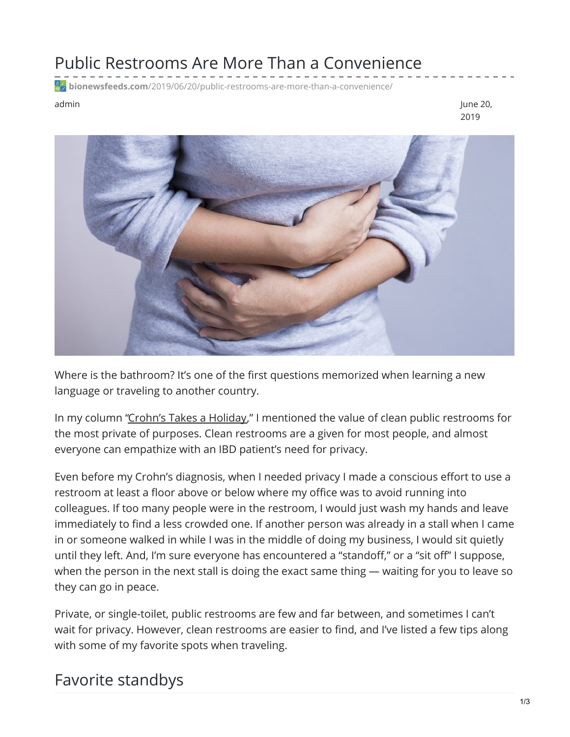# Public Restrooms Are More Than a Convenience

**bionewsfeeds.com**/2019/06/20/public-restrooms-are-more-than-a-convenience/

admin

June 20, 2019

Where is the bathroom? It's one of the first questions memorized when learning a new language or traveling to another country.

In my column "Crohn's Takes a Holiday," I mentioned the value of clean public restrooms for the most private of purposes. Clean restrooms are a given for most people, and almost everyone can empathize with an IBD patient's need for privacy.

Even before my Crohn's diagnosis, when I needed privacy I made a conscious effort to use a restroom at least a floor above or below where my office was to avoid running into colleagues. If too many people were in the restroom, I would just wash my hands and leave immediately to find a less crowded one. If another person was already in a stall when I came in or someone walked in while I was in the middle of doing my business, I would sit quietly until they left. And, I'm sure everyone has encountered a "standoff," or a "sit off" I suppose, when the person in the next stall is doing the exact same thing — waiting for you to leave so they can go in peace.

Private, or single-toilet, public restrooms are few and far between, and sometimes I can't wait for privacy. However, clean restrooms are easier to find, and I've listed a few tips along with some of my favorite spots when traveling.

## Favorite standbys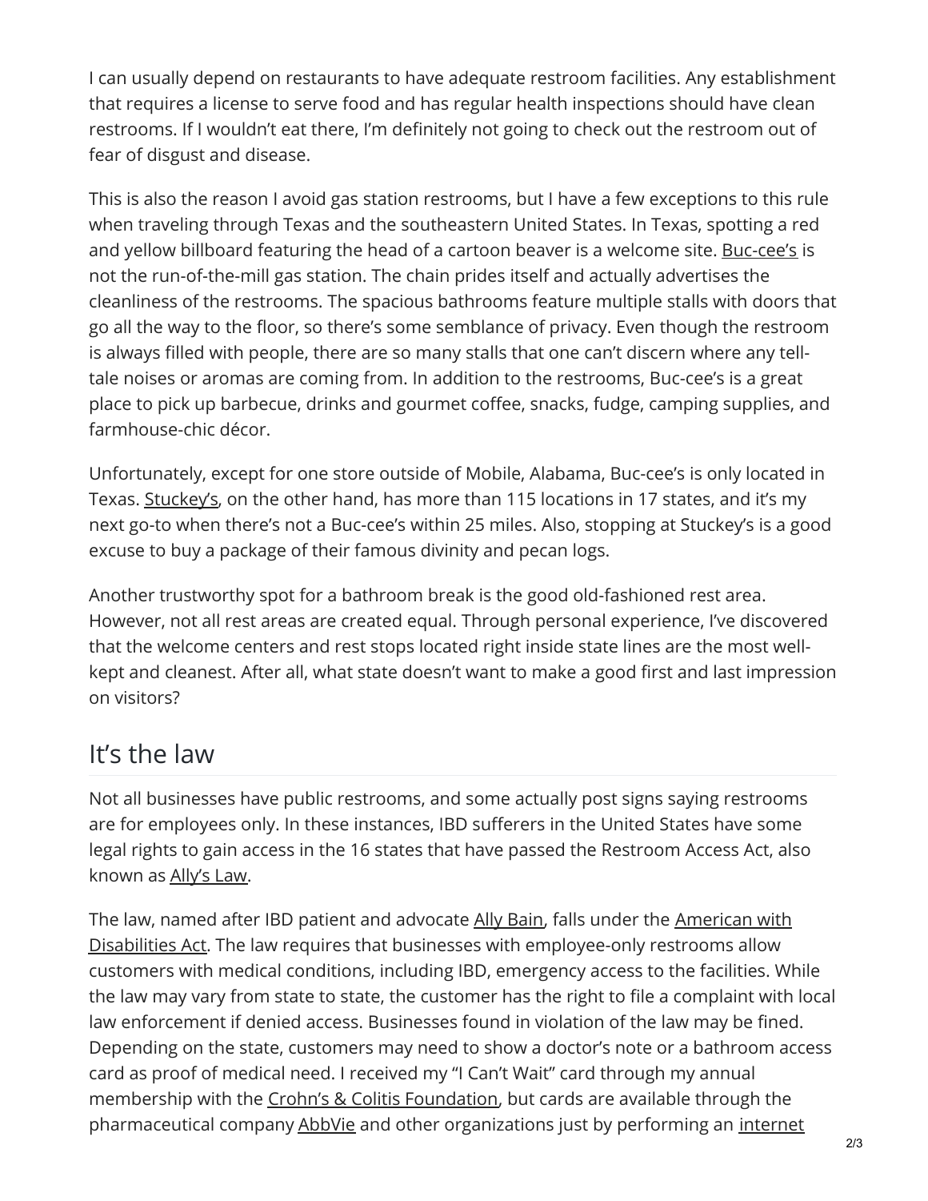I can usually depend on restaurants to have adequate restroom facilities. Any establishment that requires a license to serve food and has regular health inspections should have clean restrooms. If I wouldn't eat there, I'm definitely not going to check out the restroom out of fear of disgust and disease.

This is also the reason I avoid gas station restrooms, but I have a few exceptions to this rule when traveling through Texas and the southeastern United States. In Texas, spotting a red and yellow billboard featuring the head of a cartoon beaver is a welcome site. Buc-cee's is not the run-of-the-mill gas station. The chain prides itself and actually advertises the cleanliness of the restrooms. The spacious bathrooms feature multiple stalls with doors that go all the way to the floor, so there's some semblance of privacy. Even though the restroom is always filled with people, there are so many stalls that one can't discern where any tell-tale noises or aromas are coming from. In addition to the restrooms, Buc-cee's is a great place to pick up barbecue, drinks and gourmet coffee, snacks, fudge, camping supplies, and farmhouse-chic décor.

Unfortunately, except for one store outside of Mobile, Alabama, Buc-cee's is only located in Texas. Stuckey's, on the other hand, has more than 115 locations in 17 states, and it's my next go-to when there's not a Buc-cee's within 25 miles. Also, stopping at Stuckey's is a good excuse to buy a package of their famous divinity and pecan logs.

Another trustworthy spot for a bathroom break is the good old-fashioned rest area. However, not all rest areas are created equal. Through personal experience, I've discovered that the welcome centers and rest stops located right inside state lines are the most well-kept and cleanest. After all, what state doesn't want to make a good first and last impression on visitors?

## It's the law

Not all businesses have public restrooms, and some actually post signs saying restrooms are for employees only. In these instances, IBD sufferers in the United States have some legal rights to gain access in the 16 states that have passed the Restroom Access Act, also known as Ally's Law.

The law, named after IBD patient and advocate Ally Bain, falls under the American with Disabilities Act. The law requires that businesses with employee-only restrooms allow customers with medical conditions, including IBD, emergency access to the facilities. While the law may vary from state to state, the customer has the right to file a complaint with local law enforcement if denied access. Businesses found in violation of the law may be fined. Depending on the state, customers may need to show a doctor's note or a bathroom access card as proof of medical need. I received my "I Can't Wait" card through my annual membership with the Crohn's & Colitis Foundation, but cards are available through the pharmaceutical company AbbVie and other organizations just by performing an internet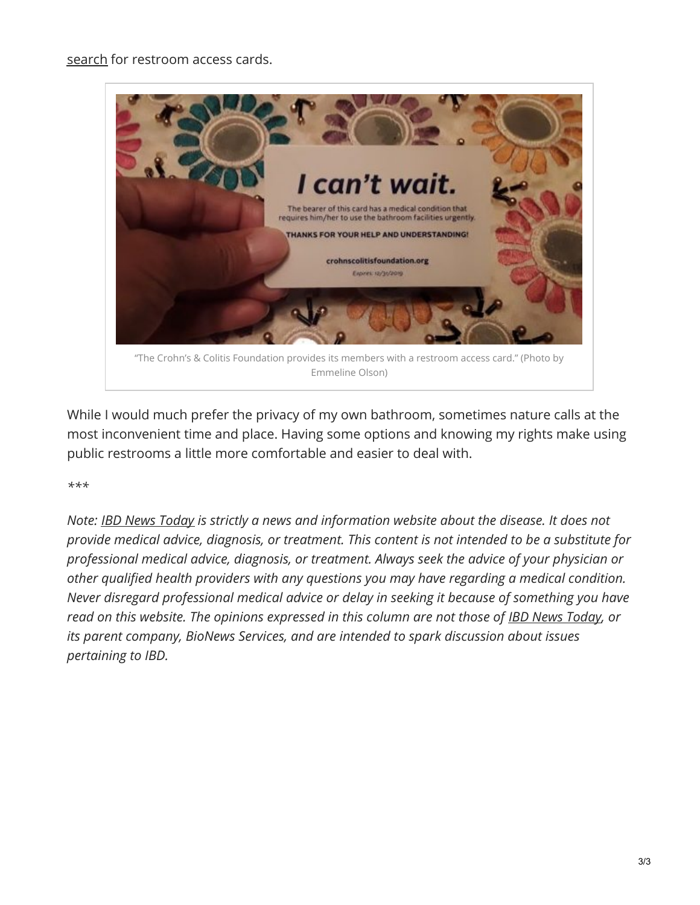search for restroom access cards.

"The Crohn's & Colitis Foundation provides its members with a restroom access card." (Photo by Emmeline Olson)

While I would much prefer the privacy of my own bathroom, sometimes nature calls at the most inconvenient time and place. Having some options and knowing my rights make using public restrooms a little more comfortable and easier to deal with.

\*\*\*

*Note: IBD News Today is strictly a news and information website about the disease. It does not provide medical advice, diagnosis, or treatment. This content is not intended to be a substitute for professional medical advice, diagnosis, or treatment. Always seek the advice of your physician or other qualified health providers with any questions you may have regarding a medical condition. Never disregard professional medical advice or delay in seeking it because of something you have read on this website. The opinions expressed in this column are not those of IBD News Today, or its parent company, BioNews Services, and are intended to spark discussion about issues pertaining to IBD.*